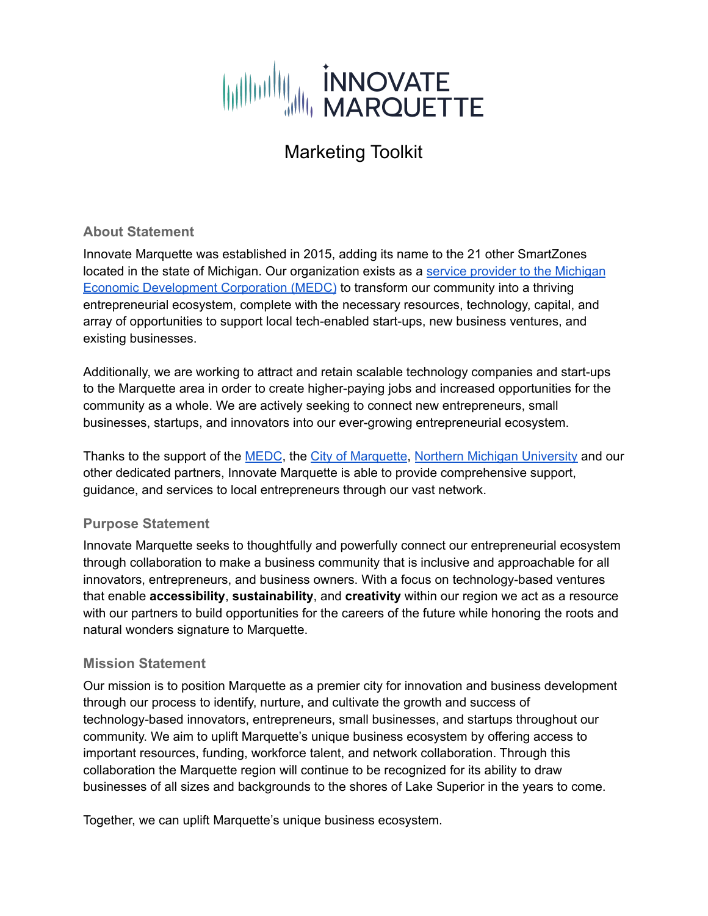# INNOVATE MARQUETTE

## Marketing Toolkit

### About Statement

Innovate Marquette was established in 2015, adding its name to the 21 other SmartZones located in the state of Michigan. Our organization exists as a service provider to the Michigan Economic Development Corporation (MEDC) to transform our community into a thriving entrepreneurial ecosystem, complete with the necessary resources, technology, capital, and array of opportunities to support local tech-enabled start-ups, new business ventures, and existing businesses.

Additionally, we are working to attract and retain scalable technology companies and start-ups to the Marquette area in order to create higher-paying jobs and increased opportunities for the community as a whole. We are actively seeking to connect new entrepreneurs, small businesses, startups, and innovators into our ever-growing entrepreneurial ecosystem.

Thanks to the support of the MEDC, the City of Marquette, Northern Michigan University and our other dedicated partners, Innovate Marquette is able to provide comprehensive support, guidance, and services to local entrepreneurs through our vast network.

### Purpose Statement

Innovate Marquette seeks to thoughtfully and powerfully connect our entrepreneurial ecosystem through collaboration to make a business community that is inclusive and approachable for all innovators, entrepreneurs, and business owners. With a focus on technology-based ventures that enable **accessibility**, **sustainability**, and **creativity** within our region we act as a resource with our partners to build opportunities for the careers of the future while honoring the roots and natural wonders signature to Marquette.

### Mission Statement

Our mission is to position Marquette as a premier city for innovation and business development through our process to identify, nurture, and cultivate the growth and success of technology-based innovators, entrepreneurs, small businesses, and startups throughout our community. We aim to uplift Marquette's unique business ecosystem by offering access to important resources, funding, workforce talent, and network collaboration. Through this collaboration the Marquette region will continue to be recognized for its ability to draw businesses of all sizes and backgrounds to the shores of Lake Superior in the years to come.

Together, we can uplift Marquette's unique business ecosystem.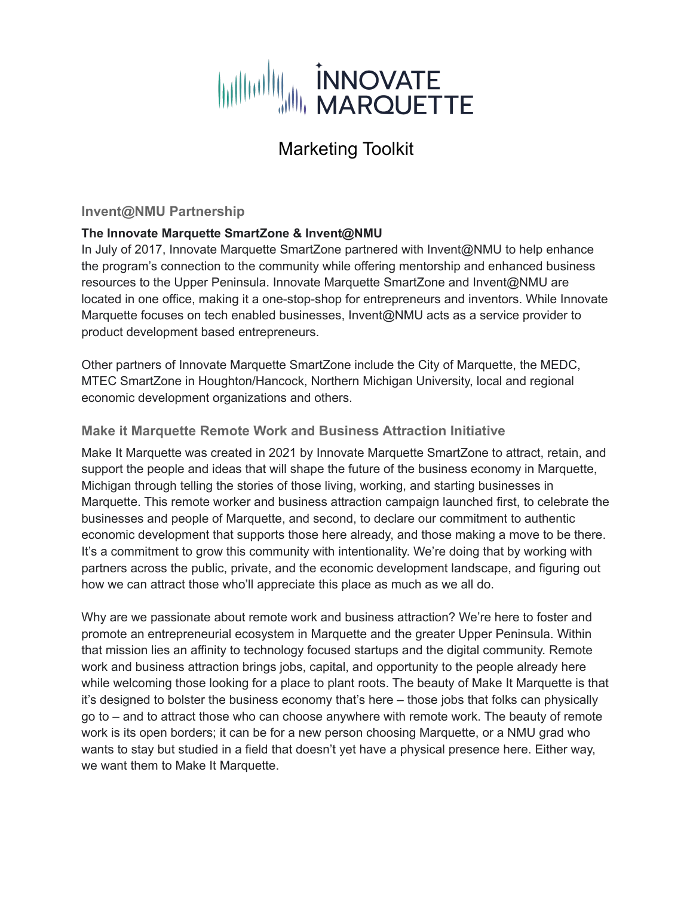# INNOVATE MARQUETTE

## Marketing Toolkit

### Invent@NMU Partnership

**The Innovate Marquette SmartZone & Invent@NMU**

In July of 2017, Innovate Marquette SmartZone partnered with Invent@NMU to help enhance the program's connection to the community while offering mentorship and enhanced business resources to the Upper Peninsula. Innovate Marquette SmartZone and Invent@NMU are located in one office, making it a one-stop-shop for entrepreneurs and inventors. While Innovate Marquette focuses on tech enabled businesses, Invent@NMU acts as a service provider to product development based entrepreneurs.

Other partners of Innovate Marquette SmartZone include the City of Marquette, the MEDC, MTEC SmartZone in Houghton/Hancock, Northern Michigan University, local and regional economic development organizations and others.

### Make it Marquette Remote Work and Business Attraction Initiative

Make It Marquette was created in 2021 by Innovate Marquette SmartZone to attract, retain, and support the people and ideas that will shape the future of the business economy in Marquette, Michigan through telling the stories of those living, working, and starting businesses in Marquette. This remote worker and business attraction campaign launched first, to celebrate the businesses and people of Marquette, and second, to declare our commitment to authentic economic development that supports those here already, and those making a move to be there. It's a commitment to grow this community with intentionality. We're doing that by working with partners across the public, private, and the economic development landscape, and figuring out how we can attract those who'll appreciate this place as much as we all do.

Why are we passionate about remote work and business attraction? We're here to foster and promote an entrepreneurial ecosystem in Marquette and the greater Upper Peninsula. Within that mission lies an affinity to technology focused startups and the digital community. Remote work and business attraction brings jobs, capital, and opportunity to the people already here while welcoming those looking for a place to plant roots. The beauty of Make It Marquette is that it's designed to bolster the business economy that's here – those jobs that folks can physically go to – and to attract those who can choose anywhere with remote work. The beauty of remote work is its open borders; it can be for a new person choosing Marquette, or a NMU grad who wants to stay but studied in a field that doesn't yet have a physical presence here. Either way, we want them to Make It Marquette.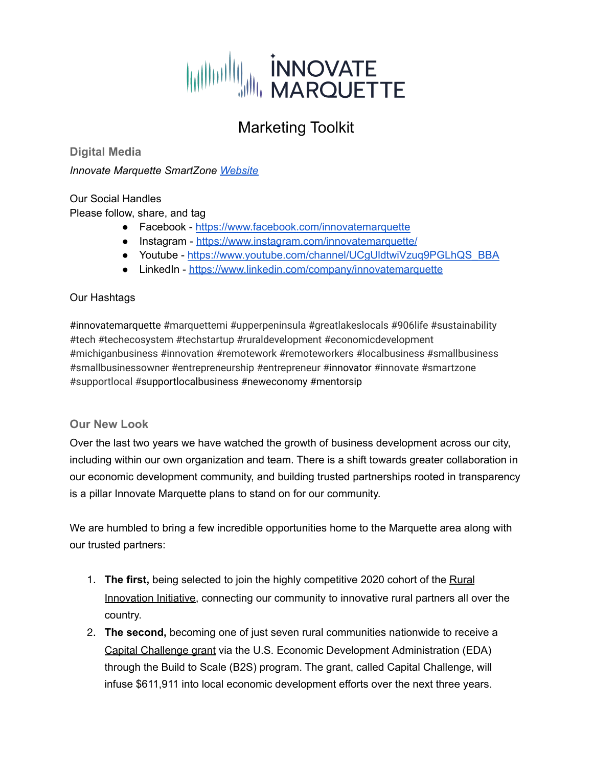INNOVATE MARQUETTE

# Marketing Toolkit

## Digital Media

*Innovate Marquette SmartZone [Website](#)*

Our Social Handles
Please follow, share, and tag

- Facebook - https://www.facebook.com/innovatemarquette
- Instagram - https://www.instagram.com/innovatemarquette/
- Youtube - https://www.youtube.com/channel/UCgUldtwiVzuq9PGLhQS_BBA
- LinkedIn - https://www.linkedin.com/company/innovatemarquette

Our Hashtags

#innovatemarquette #marquettemi #upperpeninsula #greatlakeslocals #906life #sustainability #tech #techecosystem #techstartup #ruraldevelopment #economicdevelopment #michiganbusiness #innovation #remotework #remoteworkers #localbusiness #smallbusiness #smallbusinessowner #entrepreneurship #entrepreneur #innovator #innovate #smartzone #supportlocal #supportlocalbusiness #neweconomy #mentorsip

## Our New Look

Over the last two years we have watched the growth of business development across our city, including within our own organization and team. There is a shift towards greater collaboration in our economic development community, and building trusted partnerships rooted in transparency is a pillar Innovate Marquette plans to stand on for our community.

We are humbled to bring a few incredible opportunities home to the Marquette area along with our trusted partners:

1. **The first,** being selected to join the highly competitive 2020 cohort of the Rural Innovation Initiative, connecting our community to innovative rural partners all over the country.
2. **The second,** becoming one of just seven rural communities nationwide to receive a Capital Challenge grant via the U.S. Economic Development Administration (EDA) through the Build to Scale (B2S) program. The grant, called Capital Challenge, will infuse $611,911 into local economic development efforts over the next three years.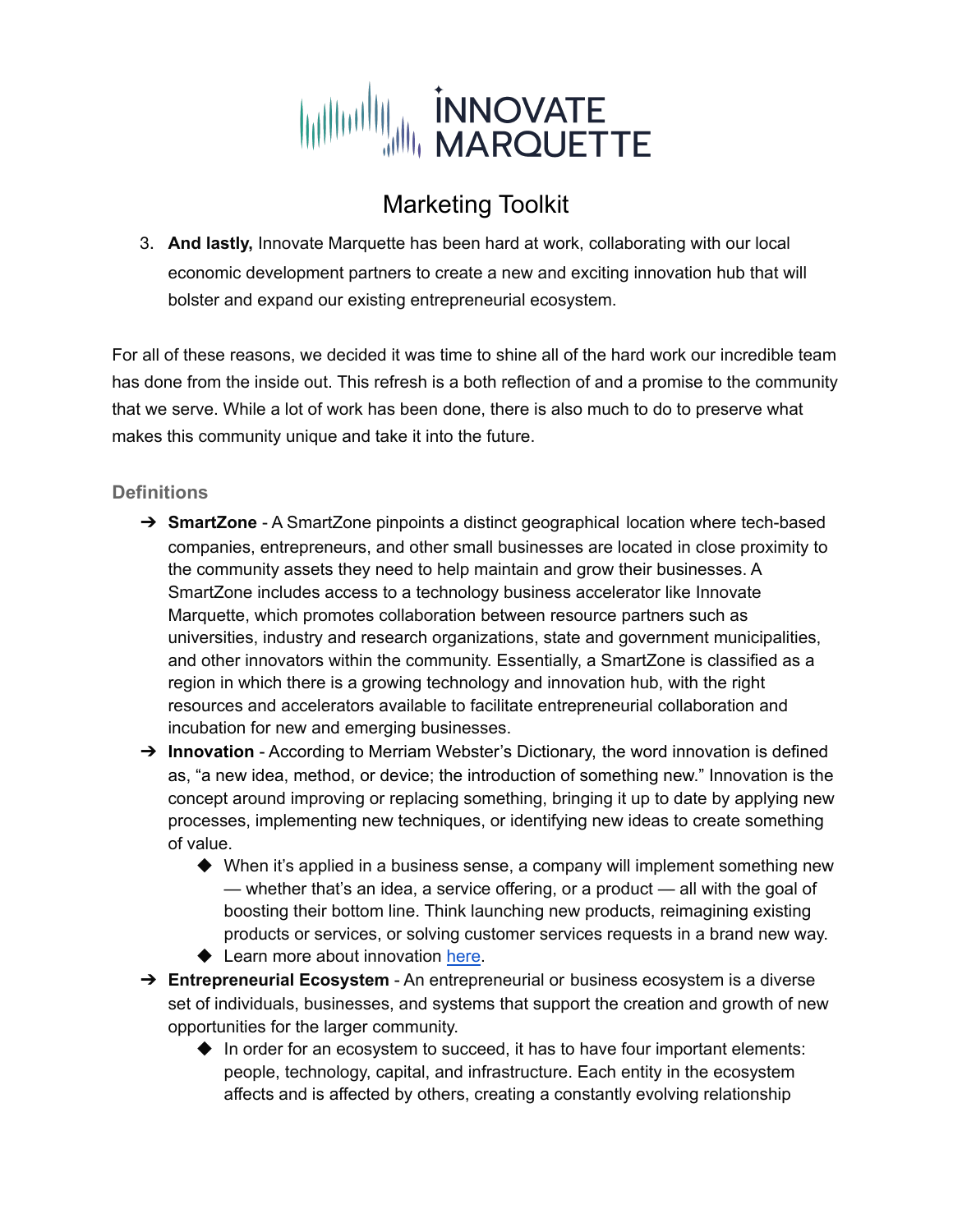# Marketing Toolkit

3. **And lastly,** Innovate Marquette has been hard at work, collaborating with our local economic development partners to create a new and exciting innovation hub that will bolster and expand our existing entrepreneurial ecosystem.

For all of these reasons, we decided it was time to shine all of the hard work our incredible team has done from the inside out. This refresh is a both reflection of and a promise to the community that we serve. While a lot of work has been done, there is also much to do to preserve what makes this community unique and take it into the future.

### Definitions

- **SmartZone** - A SmartZone pinpoints a distinct geographical location where tech-based companies, entrepreneurs, and other small businesses are located in close proximity to the community assets they need to help maintain and grow their businesses. A SmartZone includes access to a technology business accelerator like Innovate Marquette, which promotes collaboration between resource partners such as universities, industry and research organizations, state and government municipalities, and other innovators within the community. Essentially, a SmartZone is classified as a region in which there is a growing technology and innovation hub, with the right resources and accelerators available to facilitate entrepreneurial collaboration and incubation for new and emerging businesses.
- **Innovation** - According to Merriam Webster's Dictionary, the word innovation is defined as, "a new idea, method, or device; the introduction of something new." Innovation is the concept around improving or replacing something, bringing it up to date by applying new processes, implementing new techniques, or identifying new ideas to create something of value.
  - When it's applied in a business sense, a company will implement something new — whether that's an idea, a service offering, or a product — all with the goal of boosting their bottom line. Think launching new products, reimagining existing products or services, or solving customer services requests in a brand new way.
  - Learn more about innovation here.
- **Entrepreneurial Ecosystem** - An entrepreneurial or business ecosystem is a diverse set of individuals, businesses, and systems that support the creation and growth of new opportunities for the larger community.
  - In order for an ecosystem to succeed, it has to have four important elements: people, technology, capital, and infrastructure. Each entity in the ecosystem affects and is affected by others, creating a constantly evolving relationship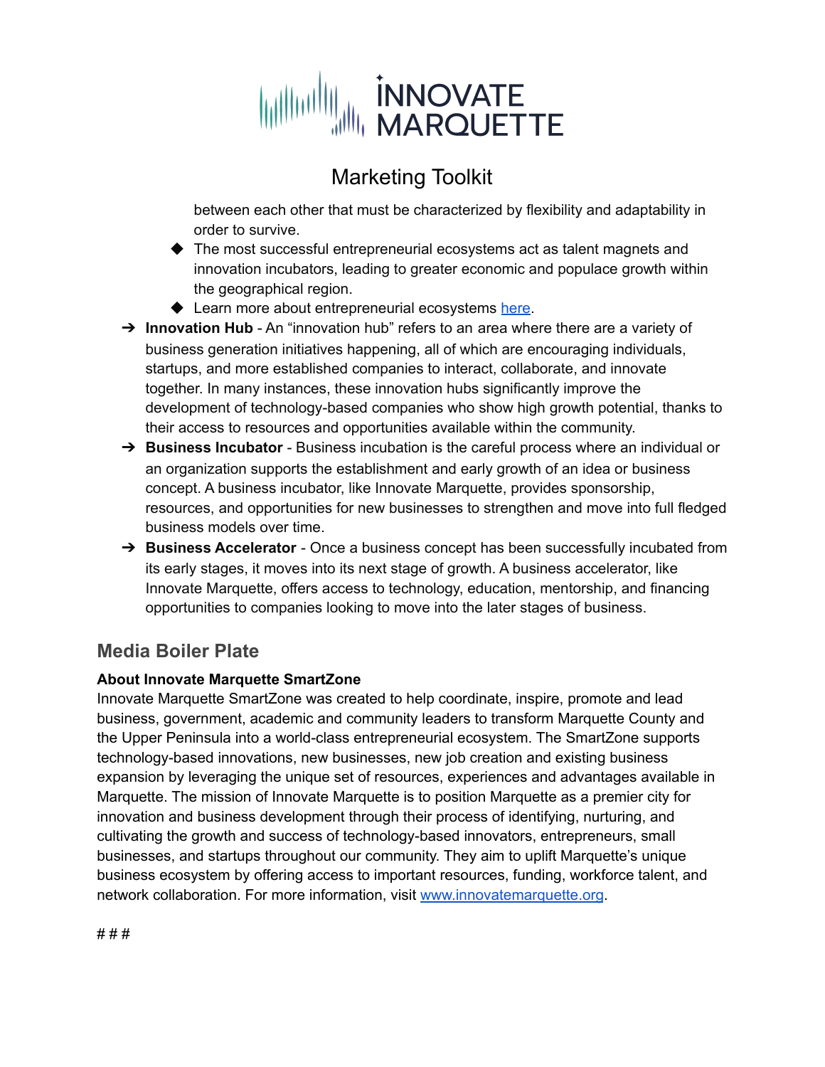between each other that must be characterized by flexibility and adaptability in order to survive.

  - The most successful entrepreneurial ecosystems act as talent magnets and innovation incubators, leading to greater economic and populace growth within the geographical region.
  - Learn more about entrepreneurial ecosystems here.

- **Innovation Hub** - An "innovation hub" refers to an area where there are a variety of business generation initiatives happening, all of which are encouraging individuals, startups, and more established companies to interact, collaborate, and innovate together. In many instances, these innovation hubs significantly improve the development of technology-based companies who show high growth potential, thanks to their access to resources and opportunities available within the community.
- **Business Incubator** - Business incubation is the careful process where an individual or an organization supports the establishment and early growth of an idea or business concept. A business incubator, like Innovate Marquette, provides sponsorship, resources, and opportunities for new businesses to strengthen and move into full fledged business models over time.
- **Business Accelerator** - Once a business concept has been successfully incubated from its early stages, it moves into its next stage of growth. A business accelerator, like Innovate Marquette, offers access to technology, education, mentorship, and financing opportunities to companies looking to move into the later stages of business.

## Media Boiler Plate

**About Innovate Marquette SmartZone**

Innovate Marquette SmartZone was created to help coordinate, inspire, promote and lead business, government, academic and community leaders to transform Marquette County and the Upper Peninsula into a world-class entrepreneurial ecosystem. The SmartZone supports technology-based innovations, new businesses, new job creation and existing business expansion by leveraging the unique set of resources, experiences and advantages available in Marquette. The mission of Innovate Marquette is to position Marquette as a premier city for innovation and business development through their process of identifying, nurturing, and cultivating the growth and success of technology-based innovators, entrepreneurs, small businesses, and startups throughout our community. They aim to uplift Marquette's unique business ecosystem by offering access to important resources, funding, workforce talent, and network collaboration. For more information, visit www.innovatemarquette.org.

# # #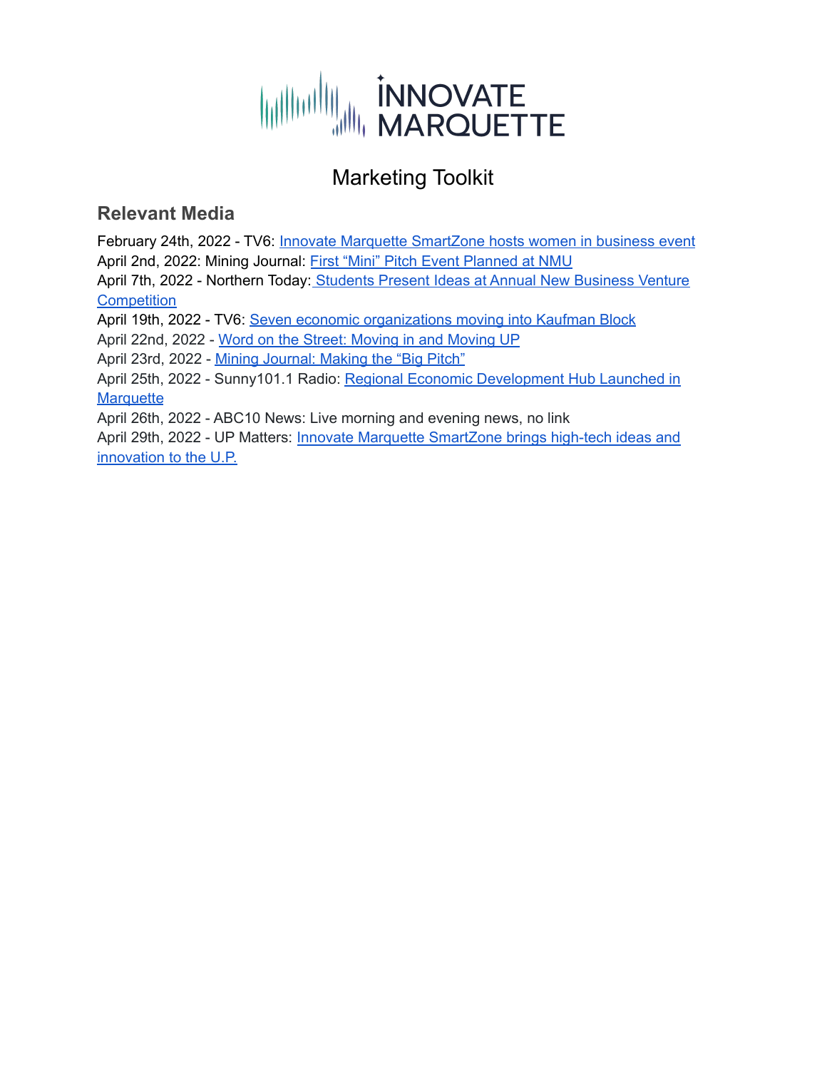# INNOVATE MARQUETTE

Marketing Toolkit

## Relevant Media

February 24th, 2022 - TV6: Innovate Marquette SmartZone hosts women in business event
April 2nd, 2022: Mining Journal: First “Mini” Pitch Event Planned at NMU
April 7th, 2022 - Northern Today: Students Present Ideas at Annual New Business Venture Competition
April 19th, 2022 - TV6: Seven economic organizations moving into Kaufman Block
April 22nd, 2022 - Word on the Street: Moving in and Moving UP
April 23rd, 2022 - Mining Journal: Making the “Big Pitch”
April 25th, 2022 - Sunny101.1 Radio: Regional Economic Development Hub Launched in Marquette
April 26th, 2022 - ABC10 News: Live morning and evening news, no link
April 29th, 2022 - UP Matters: Innovate Marquette SmartZone brings high-tech ideas and innovation to the U.P.